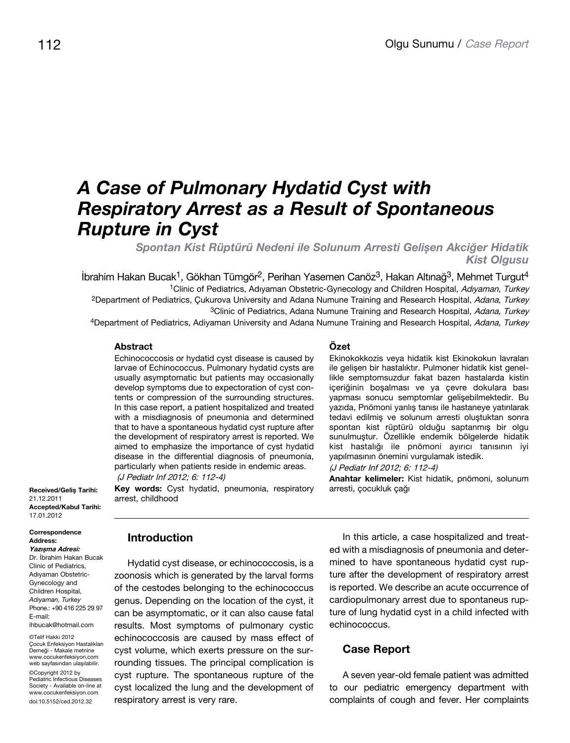# A Case of Pulmonary Hydatid Cyst with Respiratory Arrest as a Result of Spontaneous Rupture in Cyst

## *Spontan Kist Rüptürü Nedeni ile Solunum Arresti Gelişen Akciğer Hidatik Kist Olgusu*

İbrahim Hakan Bucak[1], Gökhan Tümgör[2], Perihan Yasemen Canöz[3], Hakan Altınağ[3], Mehmet Turgut[4]

[1]Clinic of Pediatrics, Adıyaman Obstetric-Gynecology and Children Hospital, *Adıyaman, Turkey*
[2]Department of Pediatrics, Çukurova University and Adana Numune Training and Research Hospital, *Adana, Turkey*
[3]Clinic of Pediatrics, Adana Numune Training and Research Hospital, *Adana, Turkey*
[4]Department of Pediatrics, Adiyaman University and Adana Numune Training and Research Hospital, *Adana, Turkey*

**Abstract**

Echinococcosis or hydatid cyst disease is caused by larvae of Echinococcus. Pulmonary hydatid cysts are usually asymptomatic but patients may occasionally develop symptoms due to expectoration of cyst contents or compression of the surrounding structures. In this case report, a patient hospitalized and treated with a misdiagnosis of pneumonia and determined that to have a spontaneous hydatid cyst rupture after the development of respiratory arrest is reported. We aimed to emphasize the importance of cyst hydatid disease in the differential diagnosis of pneumonia, particularly when patients reside in endemic areas.

*(J Pediatr Inf 2012; 6: 112-4)*

**Key words:** Cyst hydatid, pneumonia, respiratory arrest, childhood

**Özet**

Ekinokokkozis veya hidatik kist Ekinokokun lavraları ile gelişen bir hastalıktır. Pulmoner hidatik kist genellikle semptomsuzdur fakat bazen hastalarda kistin içeriğinin boşalması ve ya çevre dokulara bası yapması sonucu semptomlar gelişebilmektedir. Bu yazıda, Pnömoni yanlış tanısı ile hastaneye yatırılarak tedavi edilmiş ve solunum arresti oluştuktan sonra spontan kist rüptürü olduğu saptanmış bir olgu sunulmuştur. Özellikle endemik bölgelerde hidatik kist hastalığı ile pnömoni ayırıcı tanısının iyi yapılmasının önemini vurgulamak istedik.

*(J Pediatr Inf 2012; 6: 112-4)*

**Anahtar kelimeler:** Kist hidatik, pnömoni, solunum arresti, çocukluk çağı

**Received/Geliş Tarihi:** 21.12.2011
**Accepted/Kabul Tarihi:** 17.01.2012

**Correspondence Address:**
***Yazışma Adresi:***
Dr. İbrahim Hakan Bucak
Clinic of Pediatrics, Adıyaman Obstetric-Gynecology and Children Hospital, *Adıyaman, Turkey*
Phone.: +90 416 225 29 97
E-mail: ihbucak@hotmail.com

©Telif Hakkı 2012 Çocuk Enfeksiyon Hastalıkları Derneği - Makale metnine www.cocukenfeksiyon.com web sayfasından ulaşılabilir.
©Copyright 2012 by Pediatric Infectious Diseases Society - Available on-line at www.cocukenfeksiyon.com
doi:10.5152/ced.2012.32

## Introduction

Hydatid cyst disease, or echinococcosis, is a zoonosis which is generated by the larval forms of the cestodes belonging to the echinococcus genus. Depending on the location of the cyst, it can be asymptomatic, or it can also cause fatal results. Most symptoms of pulmonary cystic echinococcosis are caused by mass effect of cyst volume, which exerts pressure on the surrounding tissues. The principal complication is cyst rupture. The spontaneous rupture of the cyst localized the lung and the development of respiratory arrest is very rare.

In this article, a case hospitalized and treated with a misdiagnosis of pneumonia and determined to have spontaneous hydatid cyst rupture after the development of respiratory arrest is reported. We describe an acute occurrence of cardiopulmonary arrest due to spontaneous rupture of lung hydatid cyst in a child infected with echinococcus.

## Case Report

A seven year-old female patient was admitted to our pediatric emergency department with complaints of cough and fever. Her complaints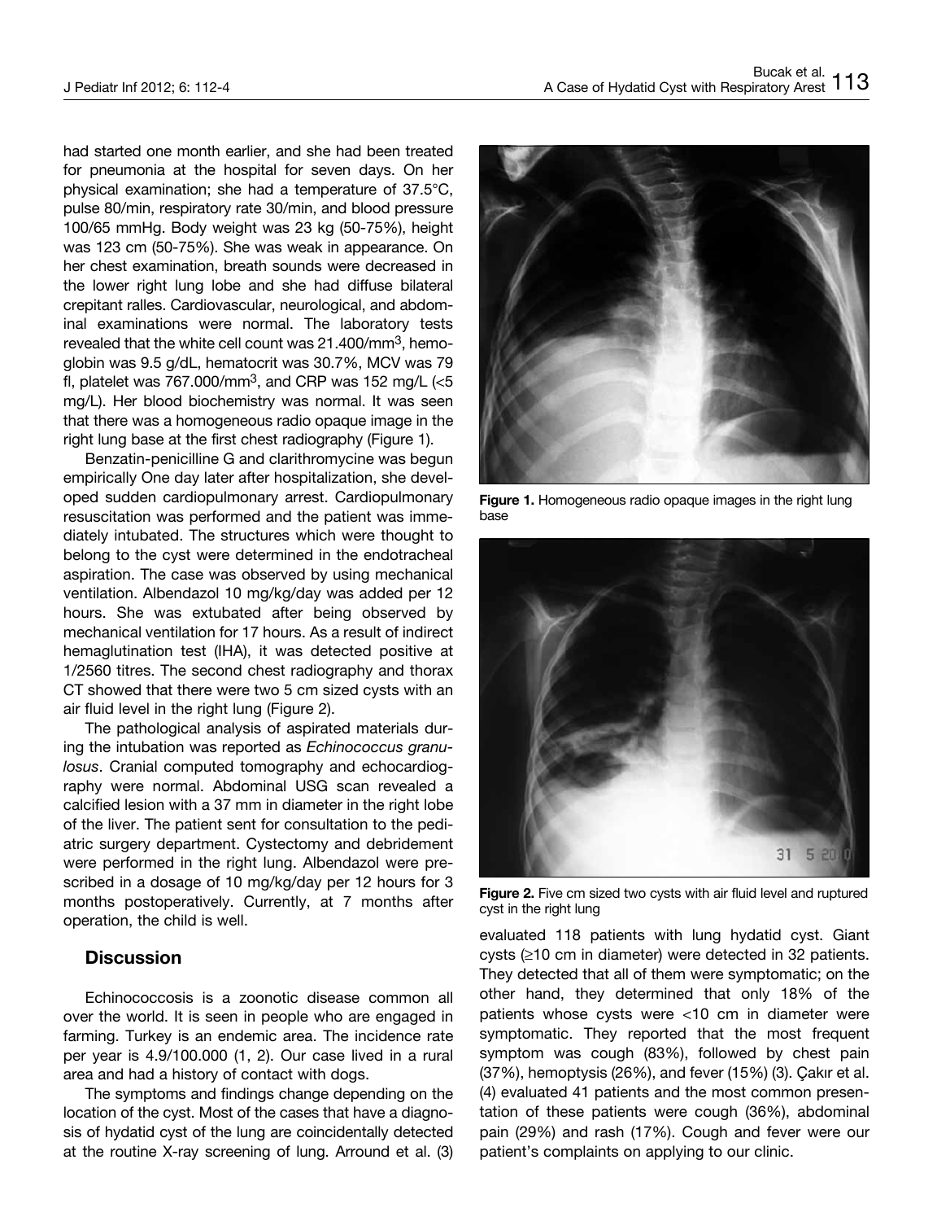had started one month earlier, and she had been treated for pneumonia at the hospital for seven days. On her physical examination; she had a temperature of 37.5°C, pulse 80/min, respiratory rate 30/min, and blood pressure 100/65 mmHg. Body weight was 23 kg (50-75%), height was 123 cm (50-75%). She was weak in appearance. On her chest examination, breath sounds were decreased in the lower right lung lobe and she had diffuse bilateral crepitant ralles. Cardiovascular, neurological, and abdominal examinations were normal. The laboratory tests revealed that the white cell count was 21.400/mm$^3$, hemoglobin was 9.5 g/dL, hematocrit was 30.7%, MCV was 79 fl, platelet was 767.000/mm$^3$, and CRP was 152 mg/L (<5 mg/L). Her blood biochemistry was normal. It was seen that there was a homogeneous radio opaque image in the right lung base at the first chest radiography (Figure 1).

Benzatin-penicilline G and clarithromycine was begun empirically One day later after hospitalization, she developed sudden cardiopulmonary arrest. Cardiopulmonary resuscitation was performed and the patient was immediately intubated. The structures which were thought to belong to the cyst were determined in the endotracheal aspiration. The case was observed by using mechanical ventilation. Albendazol 10 mg/kg/day was added per 12 hours. She was extubated after being observed by mechanical ventilation for 17 hours. As a result of indirect hemaglutination test (IHA), it was detected positive at 1/2560 titres. The second chest radiography and thorax CT showed that there were two 5 cm sized cysts with an air fluid level in the right lung (Figure 2).

The pathological analysis of aspirated materials during the intubation was reported as *Echinococcus granulosus*. Cranial computed tomography and echocardiography were normal. Abdominal USG scan revealed a calcified lesion with a 37 mm in diameter in the right lobe of the liver. The patient sent for consultation to the pediatric surgery department. Cystectomy and debridement were performed in the right lung. Albendazol were prescribed in a dosage of 10 mg/kg/day per 12 hours for 3 months postoperatively. Currently, at 7 months after operation, the child is well.

## Discussion

Echinococcosis is a zoonotic disease common all over the world. It is seen in people who are engaged in farming. Turkey is an endemic area. The incidence rate per year is 4.9/100.000 (1, 2). Our case lived in a rural area and had a history of contact with dogs.

The symptoms and findings change depending on the location of the cyst. Most of the cases that have a diagnosis of hydatid cyst of the lung are coincidentally detected at the routine X-ray screening of lung. Arround et al. (3) evaluated 118 patients with lung hydatid cyst. Giant cysts (≥10 cm in diameter) were detected in 32 patients. They detected that all of them were symptomatic; on the other hand, they determined that only 18% of the patients whose cysts were <10 cm in diameter were symptomatic. They reported that the most frequent symptom was cough (83%), followed by chest pain (37%), hemoptysis (26%), and fever (15%) (3). Çakır et al. (4) evaluated 41 patients and the most common presentation of these patients were cough (36%), abdominal pain (29%) and rash (17%). Cough and fever were our patient's complaints on applying to our clinic.

**Figure 1.** Homogeneous radio opaque images in the right lung base

**Figure 2.** Five cm sized two cysts with air fluid level and ruptured cyst in the right lung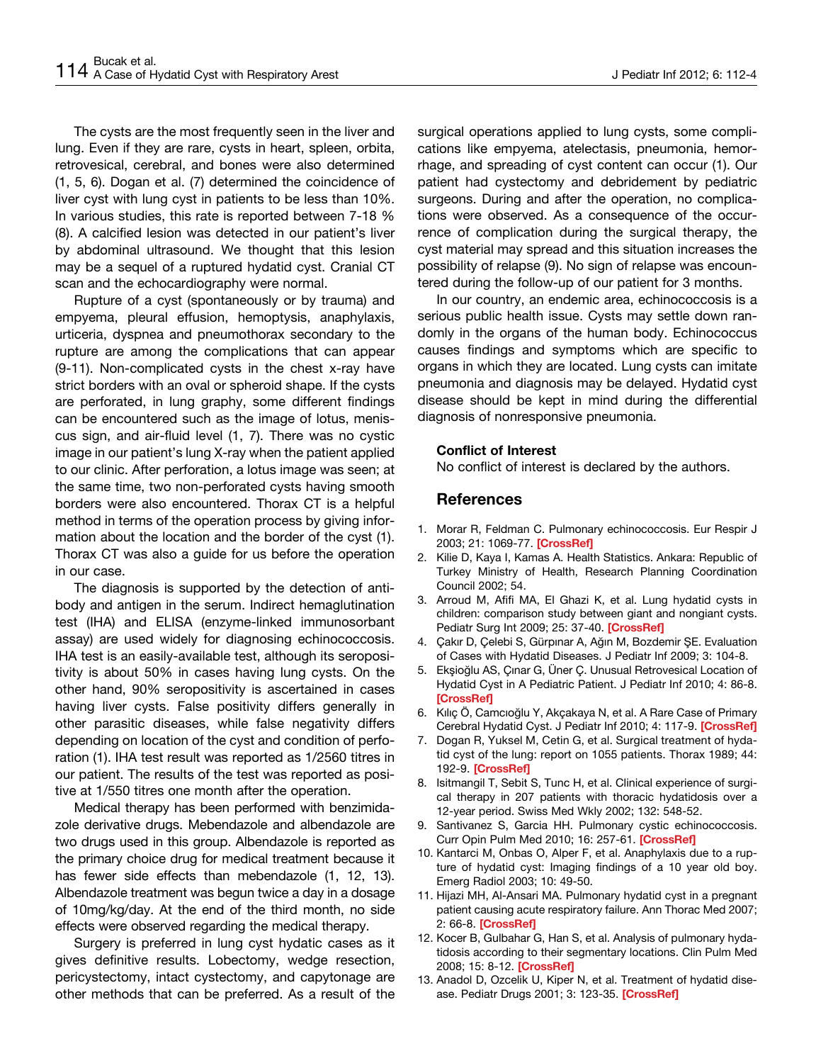The cysts are the most frequently seen in the liver and lung. Even if they are rare, cysts in heart, spleen, orbita, retrovesical, cerebral, and bones were also determined (1, 5, 6). Dogan et al. (7) determined the coincidence of liver cyst with lung cyst in patients to be less than 10%. In various studies, this rate is reported between 7-18 % (8). A calcified lesion was detected in our patient's liver by abdominal ultrasound. We thought that this lesion may be a sequel of a ruptured hydatid cyst. Cranial CT scan and the echocardiography were normal.

Rupture of a cyst (spontaneously or by trauma) and empyema, pleural effusion, hemoptysis, anaphylaxis, urticeria, dyspnea and pneumothorax secondary to the rupture are among the complications that can appear (9-11). Non-complicated cysts in the chest x-ray have strict borders with an oval or spheroid shape. If the cysts are perforated, in lung graphy, some different findings can be encountered such as the image of lotus, meniscus sign, and air-fluid level (1, 7). There was no cystic image in our patient's lung X-ray when the patient applied to our clinic. After perforation, a lotus image was seen; at the same time, two non-perforated cysts having smooth borders were also encountered. Thorax CT is a helpful method in terms of the operation process by giving information about the location and the border of the cyst (1). Thorax CT was also a guide for us before the operation in our case.

The diagnosis is supported by the detection of antibody and antigen in the serum. Indirect hemaglutination test (IHA) and ELISA (enzyme-linked immunosorbant assay) are used widely for diagnosing echinococcosis. IHA test is an easily-available test, although its seropositivity is about 50% in cases having lung cysts. On the other hand, 90% seropositivity is ascertained in cases having liver cysts. False positivity differs generally in other parasitic diseases, while false negativity differs depending on location of the cyst and condition of perforation (1). IHA test result was reported as 1/2560 titres in our patient. The results of the test was reported as positive at 1/550 titres one month after the operation.

Medical therapy has been performed with benzimidazole derivative drugs. Mebendazole and albendazole are two drugs used in this group. Albendazole is reported as the primary choice drug for medical treatment because it has fewer side effects than mebendazole (1, 12, 13). Albendazole treatment was begun twice a day in a dosage of 10mg/kg/day. At the end of the third month, no side effects were observed regarding the medical therapy.

Surgery is preferred in lung cyst hydatic cases as it gives definitive results. Lobectomy, wedge resection, pericystectomy, intact cystectomy, and capytonage are other methods that can be preferred. As a result of the surgical operations applied to lung cysts, some complications like empyema, atelectasis, pneumonia, hemorrhage, and spreading of cyst content can occur (1). Our patient had cystectomy and debridement by pediatric surgeons. During and after the operation, no complications were observed. As a consequence of the occurrence of complication during the surgical therapy, the cyst material may spread and this situation increases the possibility of relapse (9). No sign of relapse was encountered during the follow-up of our patient for 3 months.

In our country, an endemic area, echinococcosis is a serious public health issue. Cysts may settle down randomly in the organs of the human body. Echinococcus causes findings and symptoms which are specific to organs in which they are located. Lung cysts can imitate pneumonia and diagnosis may be delayed. Hydatid cyst disease should be kept in mind during the differential diagnosis of nonresponsive pneumonia.

**Conflict of Interest**

No conflict of interest is declared by the authors.

## References

1. Morar R, Feldman C. Pulmonary echinococcosis. Eur Respir J 2003; 21: 1069-77. [CrossRef]
2. Kilie D, Kaya I, Kamas A. Health Statistics. Ankara: Republic of Turkey Ministry of Health, Research Planning Coordination Council 2002; 54.
3. Arroud M, Afifi MA, El Ghazi K, et al. Lung hydatid cysts in children: comparison study between giant and nongiant cysts. Pediatr Surg Int 2009; 25: 37-40. [CrossRef]
4. Çakır D, Çelebi S, Gürpınar A, Ağın M, Bozdemir ŞE. Evaluation of Cases with Hydatid Diseases. J Pediatr Inf 2009; 3: 104-8.
5. Ekşioğlu AS, Çınar G, Üner Ç. Unusual Retrovesical Location of Hydatid Cyst in A Pediatric Patient. J Pediatr Inf 2010; 4: 86-8. [CrossRef]
6. Kılıç Ö, Camcıoğlu Y, Akçakaya N, et al. A Rare Case of Primary Cerebral Hydatid Cyst. J Pediatr Inf 2010; 4: 117-9. [CrossRef]
7. Dogan R, Yuksel M, Cetin G, et al. Surgical treatment of hydatid cyst of the lung: report on 1055 patients. Thorax 1989; 44: 192-9. [CrossRef]
8. Isitmangil T, Sebit S, Tunc H, et al. Clinical experience of surgical therapy in 207 patients with thoracic hydatidosis over a 12-year period. Swiss Med Wkly 2002; 132: 548-52.
9. Santivanez S, Garcia HH. Pulmonary cystic echinococcosis. Curr Opin Pulm Med 2010; 16: 257-61. [CrossRef]
10. Kantarci M, Onbas O, Alper F, et al. Anaphylaxis due to a rupture of hydatid cyst: Imaging findings of a 10 year old boy. Emerg Radiol 2003; 10: 49-50.
11. Hijazi MH, Al-Ansari MA. Pulmonary hydatid cyst in a pregnant patient causing acute respiratory failure. Ann Thorac Med 2007; 2: 66-8. [CrossRef]
12. Kocer B, Gulbahar G, Han S, et al. Analysis of pulmonary hydatidosis according to their segmentary locations. Clin Pulm Med 2008; 15: 8-12. [CrossRef]
13. Anadol D, Ozcelik U, Kiper N, et al. Treatment of hydatid disease. Pediatr Drugs 2001; 3: 123-35. [CrossRef]